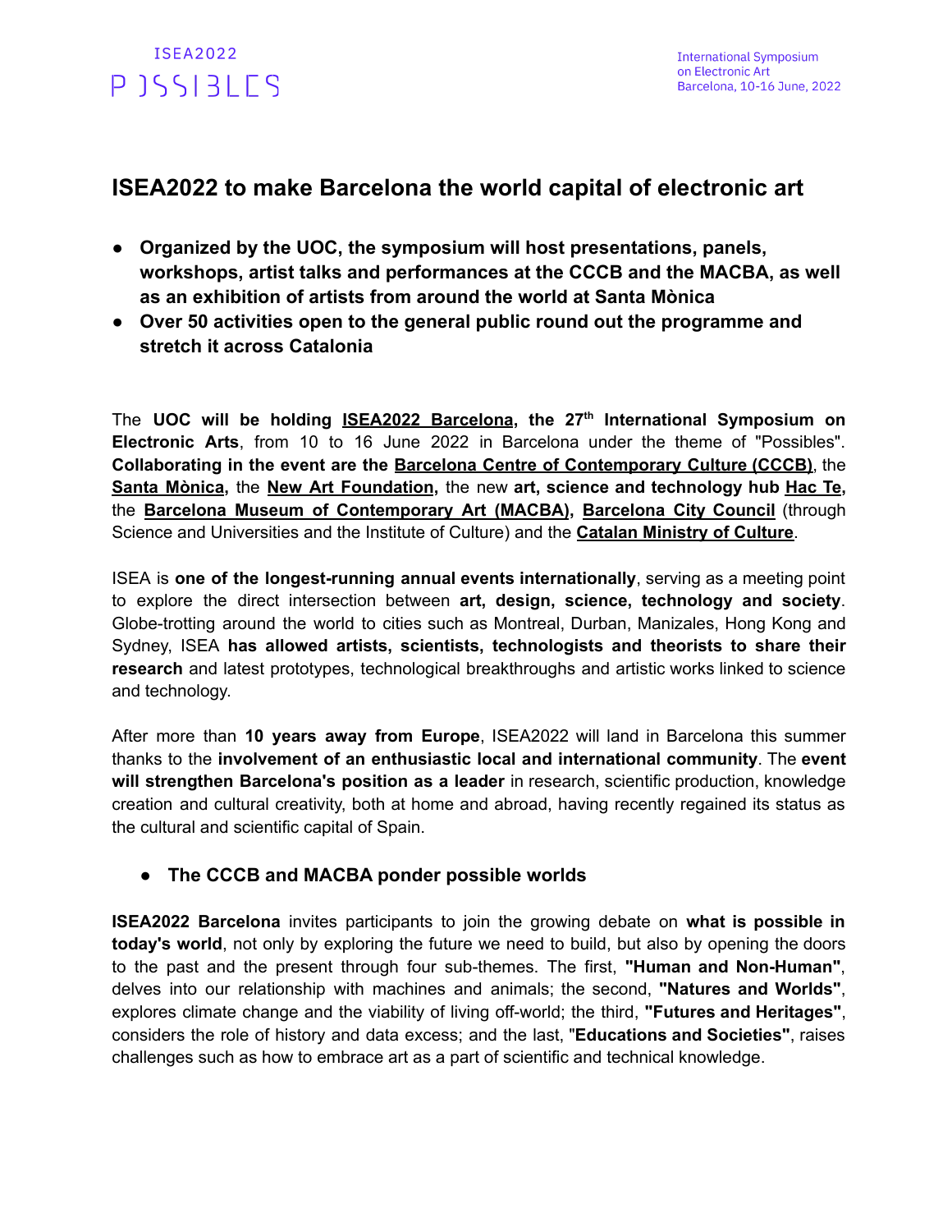# ISEA2022 to make Barcelona the world capital of electronic art

- **Organized by the UOC, the symposium will host presentations, panels, workshops, artist talks and performances at the CCCB and the MACBA, as well as an exhibition of artists from around the world at Santa Mònica**
- **Over 50 activities open to the general public round out the programme and stretch it across Catalonia**

The **UOC will be holding ISEA2022 Barcelona, the 27th International Symposium on Electronic Arts**, from 10 to 16 June 2022 in Barcelona under the theme of "Possibles". **Collaborating in the event are the Barcelona Centre of Contemporary Culture (CCCB)**, the **Santa Mònica,** the **New Art Foundation,** the new **art, science and technology hub Hac Te,** the **Barcelona Museum of Contemporary Art (MACBA), Barcelona City Council** (through Science and Universities and the Institute of Culture) and the **Catalan Ministry of Culture**.

ISEA is **one of the longest-running annual events internationally**, serving as a meeting point to explore the direct intersection between **art, design, science, technology and society**. Globe-trotting around the world to cities such as Montreal, Durban, Manizales, Hong Kong and Sydney, ISEA **has allowed artists, scientists, technologists and theorists to share their research** and latest prototypes, technological breakthroughs and artistic works linked to science and technology.

After more than **10 years away from Europe**, ISEA2022 will land in Barcelona this summer thanks to the **involvement of an enthusiastic local and international community**. The **event will strengthen Barcelona's position as a leader** in research, scientific production, knowledge creation and cultural creativity, both at home and abroad, having recently regained its status as the cultural and scientific capital of Spain.

- ## The CCCB and MACBA ponder possible worlds

**ISEA2022 Barcelona** invites participants to join the growing debate on **what is possible in today's world**, not only by exploring the future we need to build, but also by opening the doors to the past and the present through four sub-themes. The first, **"Human and Non-Human"**, delves into our relationship with machines and animals; the second, **"Natures and Worlds"**, explores climate change and the viability of living off-world; the third, **"Futures and Heritages"**, considers the role of history and data excess; and the last, "**Educations and Societies"**, raises challenges such as how to embrace art as a part of scientific and technical knowledge.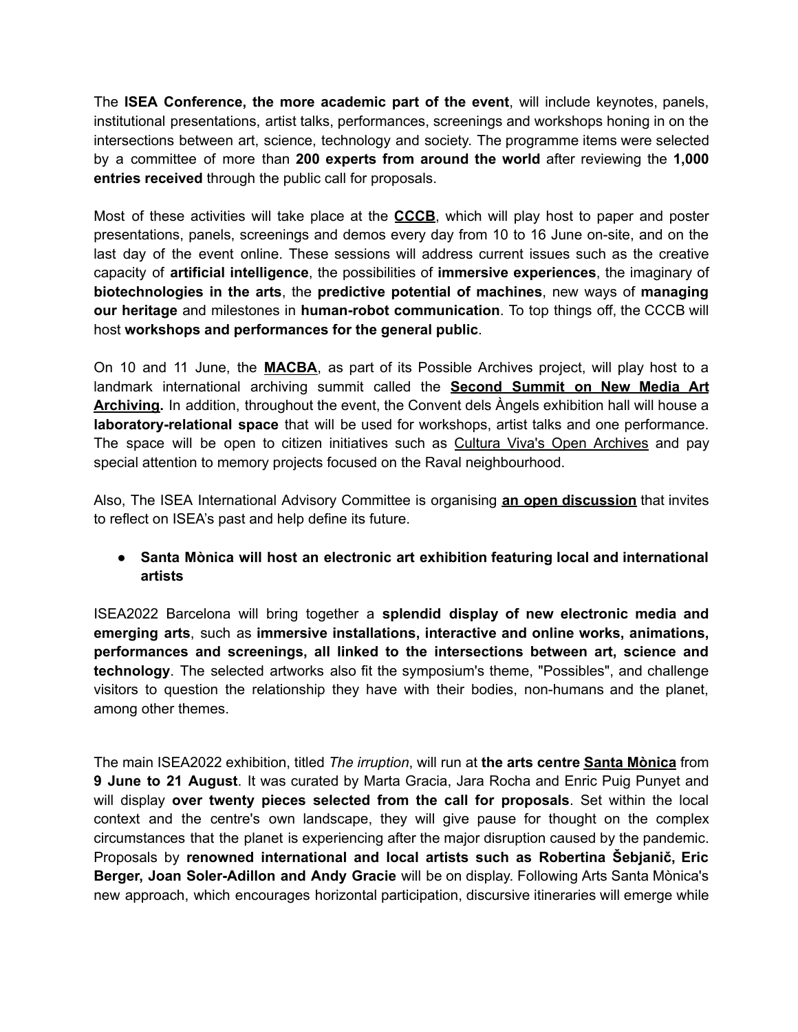The **ISEA Conference, the more academic part of the event**, will include keynotes, panels, institutional presentations, artist talks, performances, screenings and workshops honing in on the intersections between art, science, technology and society. The programme items were selected by a committee of more than **200 experts from around the world** after reviewing the **1,000 entries received** through the public call for proposals.

Most of these activities will take place at the **CCCB**, which will play host to paper and poster presentations, panels, screenings and demos every day from 10 to 16 June on-site, and on the last day of the event online. These sessions will address current issues such as the creative capacity of **artificial intelligence**, the possibilities of **immersive experiences**, the imaginary of **biotechnologies in the arts**, the **predictive potential of machines**, new ways of **managing our heritage** and milestones in **human-robot communication**. To top things off, the CCCB will host **workshops and performances for the general public**.

On 10 and 11 June, the **MACBA**, as part of its Possible Archives project, will play host to a landmark international archiving summit called the **Second Summit on New Media Art Archiving.** In addition, throughout the event, the Convent dels Àngels exhibition hall will house a **laboratory-relational space** that will be used for workshops, artist talks and one performance. The space will be open to citizen initiatives such as Cultura Viva's Open Archives and pay special attention to memory projects focused on the Raval neighbourhood.

Also, The ISEA International Advisory Committee is organising **an open discussion** that invites to reflect on ISEA's past and help define its future.

- **Santa Mònica will host an electronic art exhibition featuring local and international artists**

ISEA2022 Barcelona will bring together a **splendid display of new electronic media and emerging arts**, such as **immersive installations, interactive and online works, animations, performances and screenings, all linked to the intersections between art, science and technology**. The selected artworks also fit the symposium's theme, "Possibles", and challenge visitors to question the relationship they have with their bodies, non-humans and the planet, among other themes.

The main ISEA2022 exhibition, titled *The irruption*, will run at **the arts centre Santa Mònica** from **9 June to 21 August**. It was curated by Marta Gracia, Jara Rocha and Enric Puig Punyet and will display **over twenty pieces selected from the call for proposals**. Set within the local context and the centre's own landscape, they will give pause for thought on the complex circumstances that the planet is experiencing after the major disruption caused by the pandemic. Proposals by **renowned international and local artists such as Robertina Šebjanič, Eric Berger, Joan Soler-Adillon and Andy Gracie** will be on display. Following Arts Santa Mònica's new approach, which encourages horizontal participation, discursive itineraries will emerge while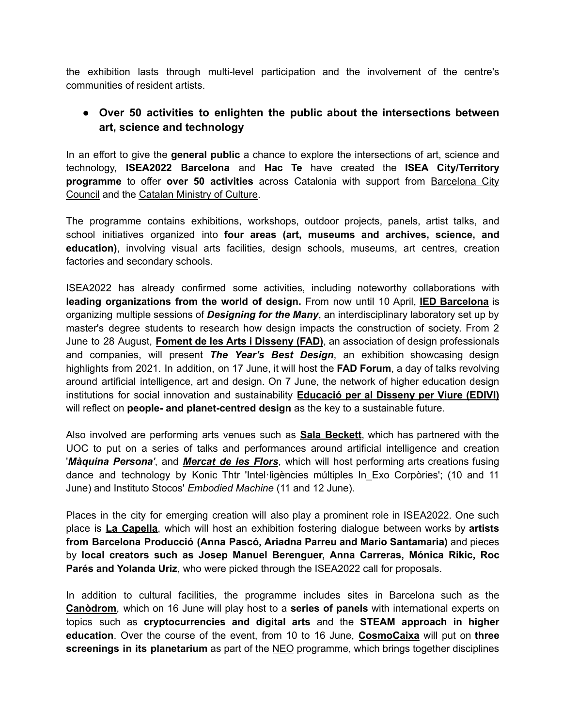the exhibition lasts through multi-level participation and the involvement of the centre's communities of resident artists.

- **Over 50 activities to enlighten the public about the intersections between art, science and technology**

In an effort to give the **general public** a chance to explore the intersections of art, science and technology, **ISEA2022 Barcelona** and **Hac Te** have created the **ISEA City/Territory programme** to offer **over 50 activities** across Catalonia with support from Barcelona City Council and the Catalan Ministry of Culture.

The programme contains exhibitions, workshops, outdoor projects, panels, artist talks, and school initiatives organized into **four areas (art, museums and archives, science, and education)**, involving visual arts facilities, design schools, museums, art centres, creation factories and secondary schools.

ISEA2022 has already confirmed some activities, including noteworthy collaborations with **leading organizations from the world of design.** From now until 10 April, **IED Barcelona** is organizing multiple sessions of ***Designing for the Many***, an interdisciplinary laboratory set up by master's degree students to research how design impacts the construction of society. From 2 June to 28 August, **Foment de les Arts i Disseny (FAD)**, an association of design professionals and companies, will present ***The Year's Best Design***, an exhibition showcasing design highlights from 2021. In addition, on 17 June, it will host the **FAD Forum**, a day of talks revolving around artificial intelligence, art and design. On 7 June, the network of higher education design institutions for social innovation and sustainability **Educació per al Disseny per Viure (EDIVI)** will reflect on **people- and planet-centred design** as the key to a sustainable future.

Also involved are performing arts venues such as **Sala Beckett**, which has partnered with the UOC to put on a series of talks and performances around artificial intelligence and creation '***Màquina Persona***', and ***Mercat de les Flors***, which will host performing arts creations fusing dance and technology by Konic Thtr 'Intel·ligències múltiples In_Exo Corpòries'; (10 and 11 June) and Instituto Stocos' *Embodied Machine* (11 and 12 June).

Places in the city for emerging creation will also play a prominent role in ISEA2022. One such place is **La Capella**, which will host an exhibition fostering dialogue between works by **artists from Barcelona Producció (Anna Pascó, Ariadna Parreu and Mario Santamaria)** and pieces by **local creators such as Josep Manuel Berenguer, Anna Carreras, Mónica Rikic, Roc Parés and Yolanda Uriz**, who were picked through the ISEA2022 call for proposals.

In addition to cultural facilities, the programme includes sites in Barcelona such as the **Canòdrom**, which on 16 June will play host to a **series of panels** with international experts on topics such as **cryptocurrencies and digital arts** and the **STEAM approach in higher education**. Over the course of the event, from 10 to 16 June, **CosmoCaixa** will put on **three screenings in its planetarium** as part of the NEO programme, which brings together disciplines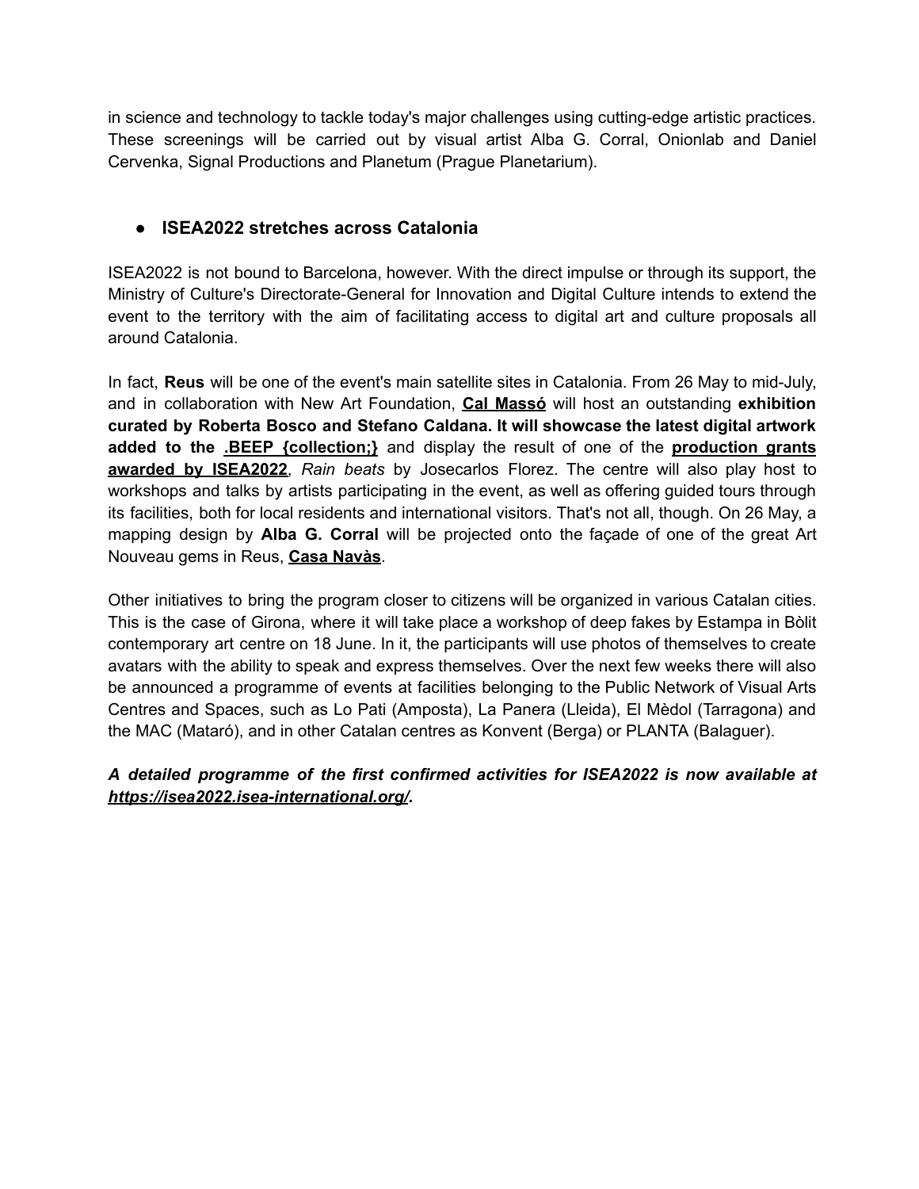in science and technology to tackle today's major challenges using cutting-edge artistic practices. These screenings will be carried out by visual artist Alba G. Corral, Onionlab and Daniel Cervenka, Signal Productions and Planetum (Prague Planetarium).

- **ISEA2022 stretches across Catalonia**

ISEA2022 is not bound to Barcelona, however. With the direct impulse or through its support, the Ministry of Culture's Directorate-General for Innovation and Digital Culture intends to extend the event to the territory with the aim of facilitating access to digital art and culture proposals all around Catalonia.

In fact, **Reus** will be one of the event's main satellite sites in Catalonia. From 26 May to mid-July, and in collaboration with New Art Foundation, **Cal Massó** will host an outstanding **exhibition curated by Roberta Bosco and Stefano Caldana. It will showcase the latest digital artwork added to the .BEEP {collection;}** and display the result of one of the **production grants awarded by ISEA2022**, *Rain beats* by Josecarlos Florez. The centre will also play host to workshops and talks by artists participating in the event, as well as offering guided tours through its facilities, both for local residents and international visitors. That's not all, though. On 26 May, a mapping design by **Alba G. Corral** will be projected onto the façade of one of the great Art Nouveau gems in Reus, **Casa Navàs**.

Other initiatives to bring the program closer to citizens will be organized in various Catalan cities. This is the case of Girona, where it will take place a workshop of deep fakes by Estampa in Bòlit contemporary art centre on 18 June. In it, the participants will use photos of themselves to create avatars with the ability to speak and express themselves. Over the next few weeks there will also be announced a programme of events at facilities belonging to the Public Network of Visual Arts Centres and Spaces, such as Lo Pati (Amposta), La Panera (Lleida), El Mèdol (Tarragona) and the MAC (Mataró), and in other Catalan centres as Konvent (Berga) or PLANTA (Balaguer).

***A detailed programme of the first confirmed activities for ISEA2022 is now available at https://isea2022.isea-international.org/.***